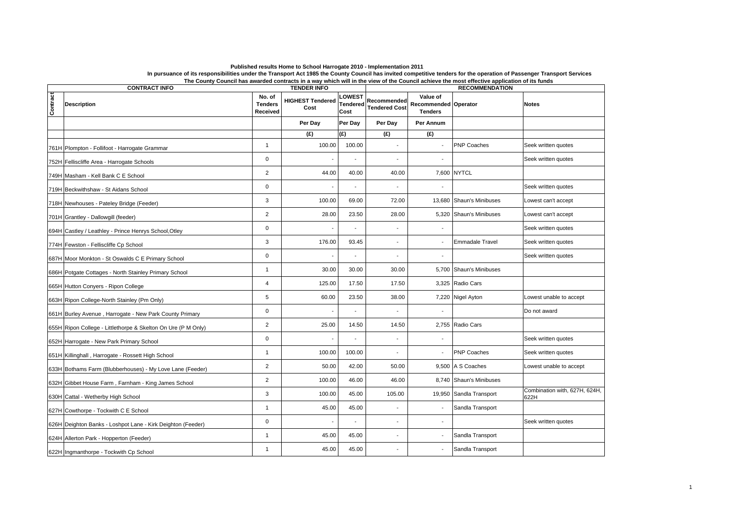**Published results Home to School Harrogate 2010 - Implementation 2011**

**In pursuance of its responsibilities under the Transport Act 1985 the County Council has invited competitive tenders for the operation of Passenger Transport Services**

**The County Council has awarded contracts in a way which will in the view of the Council achieve the most effective application of its funds**

| CONTRACT INFO | | TENDER INFO | | | RECOMMENDATION | | | |
|---|---|---|---|---|---|---|---|---|
| Contract | Description | No. of Tenders Received | HIGHEST Tendered Cost | LOWEST Tendered Cost | Recommended Tendered Cost | Value of Recommended Tenders | Operator | Notes |
| | | | Per Day | Per Day | Per Day | Per Annum | | |
| | | | (£) | (£) | (£) | (£) | | |
| 761H | Plompton - Follifoot - Harrogate Grammar | 1 | 100.00 | 100.00 | - | - | PNP Coaches | Seek written quotes |
| 752H | Felliscliffe Area - Harrogate Schools | 0 | - | - | - | - | | Seek written quotes |
| 749H | Masham - Kell Bank C E School | 2 | 44.00 | 40.00 | 40.00 | 7,600 | NYTCL | |
| 719H | Beckwithshaw - St Aidans School | 0 | - | - | - | - | | Seek written quotes |
| 718H | Newhouses - Pateley Bridge (Feeder) | 3 | 100.00 | 69.00 | 72.00 | 13,680 | Shaun's Minibuses | Lowest can't accept |
| 701H | Grantley - Dallowgill (feeder) | 2 | 28.00 | 23.50 | 28.00 | 5,320 | Shaun's Minibuses | Lowest can't accept |
| 694H | Castley / Leathley - Prince Henrys School,Otley | 0 | - | - | - | - | | Seek written quotes |
| 774H | Fewston - Felliscliffe Cp School | 3 | 176.00 | 93.45 | - | - | Emmadale Travel | Seek written quotes |
| 687H | Moor Monkton - St Oswalds C E Primary School | 0 | - | - | - | - | | Seek written quotes |
| 686H | Potgate Cottages - North Stainley Primary School | 1 | 30.00 | 30.00 | 30.00 | 5,700 | Shaun's Minibuses | |
| 665H | Hutton Conyers - Ripon College | 4 | 125.00 | 17.50 | 17.50 | 3,325 | Radio Cars | |
| 663H | Ripon College-North Stainley (Pm Only) | 5 | 60.00 | 23.50 | 38.00 | 7,220 | Nigel Ayton | Lowest unable to accept |
| 661H | Burley Avenue , Harrogate - New Park County Primary | 0 | - | - | - | - | | Do not award |
| 655H | Ripon College - Littlethorpe & Skelton On Ure (P M Only) | 2 | 25.00 | 14.50 | 14.50 | 2,755 | Radio Cars | |
| 652H | Harrogate - New Park Primary School | 0 | - | - | - | - | | Seek written quotes |
| 651H | Killinghall , Harrogate - Rossett High School | 1 | 100.00 | 100.00 | - | - | PNP Coaches | Seek written quotes |
| 633H | Bothams Farm (Blubberhouses) - My Love Lane (Feeder) | 2 | 50.00 | 42.00 | 50.00 | 9,500 | A S Coaches | Lowest unable to accept |
| 632H | Gibbet House Farm , Farnham - King James School | 2 | 100.00 | 46.00 | 46.00 | 8,740 | Shaun's Minibuses | |
| 630H | Cattal - Wetherby High School | 3 | 100.00 | 45.00 | 105.00 | 19,950 | Sandla Transport | Combination with, 627H, 624H, 622H |
| 627H | Cowthorpe - Tockwith C E School | 1 | 45.00 | 45.00 | - | - | Sandla Transport | |
| 626H | Deighton Banks - Loshpot Lane - Kirk Deighton (Feeder) | 0 | - | - | - | - | | Seek written quotes |
| 624H | Allerton Park - Hopperton (Feeder) | 1 | 45.00 | 45.00 | - | - | Sandla Transport | |
| 622H | Ingmanthorpe - Tockwith Cp School | 1 | 45.00 | 45.00 | - | - | Sandla Transport | |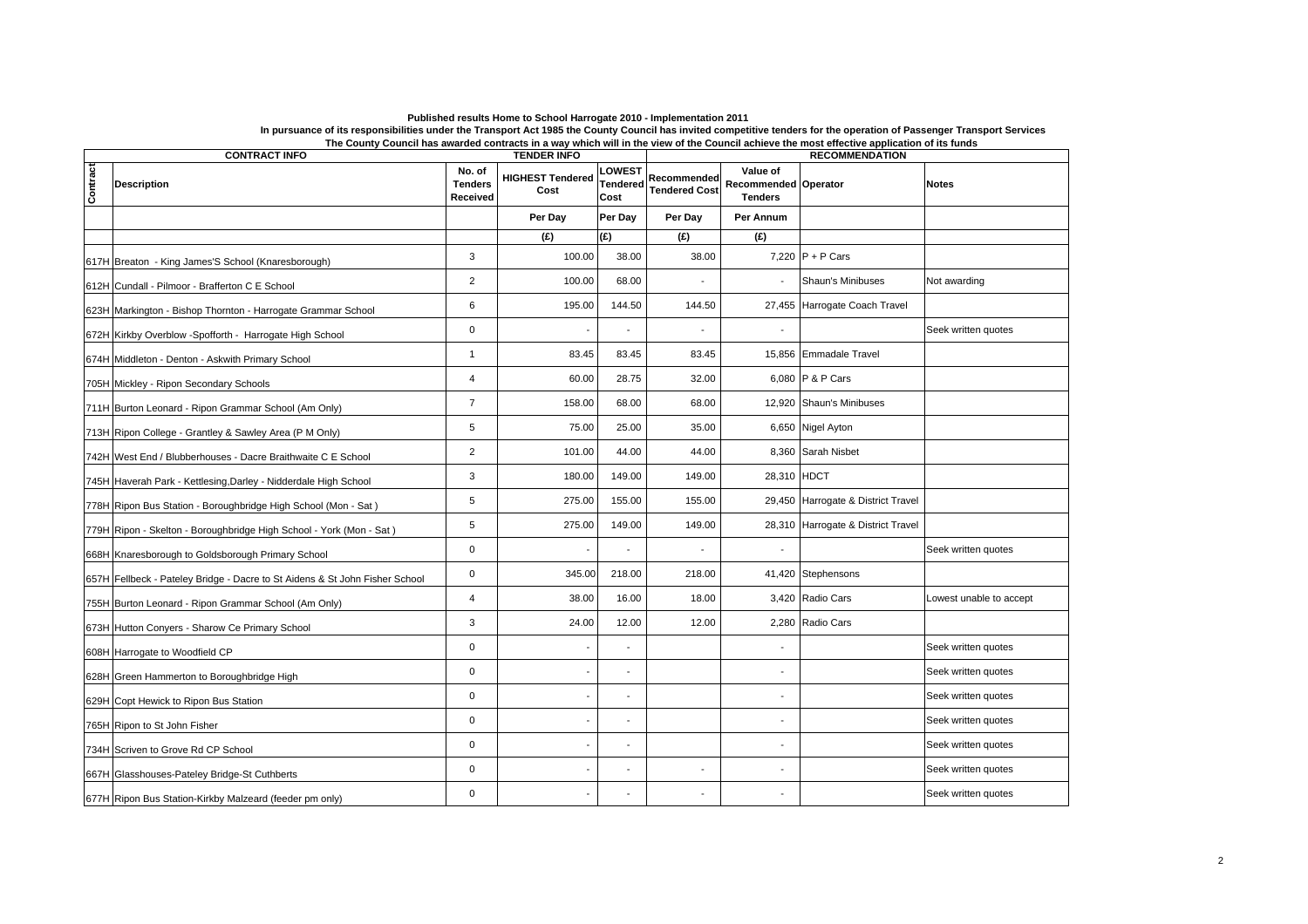**Published results Home to School Harrogate 2010 - Implementation 2011**

**In pursuance of its responsibilities under the Transport Act 1985 the County Council has invited competitive tenders for the operation of Passenger Transport Services**

**The County Council has awarded contracts in a way which will in the view of the Council achieve the most effective application of its funds**

| CONTRACT INFO | | TENDER INFO | | | RECOMMENDATION | | | |
|---|---|---|---|---|---|---|---|---|
| Contract | Description | No. of Tenders Received | HIGHEST Tendered Cost | LOWEST Tendered Cost | Recommended Tendered Cost | Value of Recommended Tenders | Operator | Notes |
| | | | Per Day | Per Day | Per Day | Per Annum | | |
| | | | (£) | (£) | (£) | (£) | | |
| 617H | Breaton - King James'S School (Knaresborough) | 3 | 100.00 | 38.00 | 38.00 | 7,220 | P + P Cars | |
| 612H | Cundall - Pilmoor - Brafferton C E School | 2 | 100.00 | 68.00 | - | - | Shaun's Minibuses | Not awarding |
| 623H | Markington - Bishop Thornton - Harrogate Grammar School | 6 | 195.00 | 144.50 | 144.50 | 27,455 | Harrogate Coach Travel | |
| 672H | Kirkby Overblow -Spofforth - Harrogate High School | 0 | - | - | - | - | | Seek written quotes |
| 674H | Middleton - Denton - Askwith Primary School | 1 | 83.45 | 83.45 | 83.45 | 15,856 | Emmadale Travel | |
| 705H | Mickley - Ripon Secondary Schools | 4 | 60.00 | 28.75 | 32.00 | 6,080 | P & P Cars | |
| 711H | Burton Leonard - Ripon Grammar School (Am Only) | 7 | 158.00 | 68.00 | 68.00 | 12,920 | Shaun's Minibuses | |
| 713H | Ripon College - Grantley & Sawley Area (P M Only) | 5 | 75.00 | 25.00 | 35.00 | 6,650 | Nigel Ayton | |
| 742H | West End / Blubberhouses - Dacre Braithwaite C E School | 2 | 101.00 | 44.00 | 44.00 | 8,360 | Sarah Nisbet | |
| 745H | Haverah Park - Kettlesing,Darley - Nidderdale High School | 3 | 180.00 | 149.00 | 149.00 | 28,310 | HDCT | |
| 778H | Ripon Bus Station - Boroughbridge High School (Mon - Sat ) | 5 | 275.00 | 155.00 | 155.00 | 29,450 | Harrogate & District Travel | |
| 779H | Ripon - Skelton - Boroughbridge High School - York (Mon - Sat ) | 5 | 275.00 | 149.00 | 149.00 | 28,310 | Harrogate & District Travel | |
| 668H | Knaresborough to Goldsborough Primary School | 0 | - | - | - | - | | Seek written quotes |
| 657H | Fellbeck - Pateley Bridge - Dacre to St Aidens & St John Fisher School | 0 | 345.00 | 218.00 | 218.00 | 41,420 | Stephensons | |
| 755H | Burton Leonard - Ripon Grammar School (Am Only) | 4 | 38.00 | 16.00 | 18.00 | 3,420 | Radio Cars | Lowest unable to accept |
| 673H | Hutton Conyers - Sharow Ce Primary School | 3 | 24.00 | 12.00 | 12.00 | 2,280 | Radio Cars | |
| 608H | Harrogate to Woodfield CP | 0 | - | - | | - | | Seek written quotes |
| 628H | Green Hammerton to Boroughbridge High | 0 | - | - | | - | | Seek written quotes |
| 629H | Copt Hewick to Ripon Bus Station | 0 | - | - | | - | | Seek written quotes |
| 765H | Ripon to St John Fisher | 0 | - | - | | - | | Seek written quotes |
| 734H | Scriven to Grove Rd CP School | 0 | - | - | | - | | Seek written quotes |
| 667H | Glasshouses-Pateley Bridge-St Cuthberts | 0 | - | - | - | - | | Seek written quotes |
| 677H | Ripon Bus Station-Kirkby Malzeard (feeder pm only) | 0 | - | - | - | - | | Seek written quotes |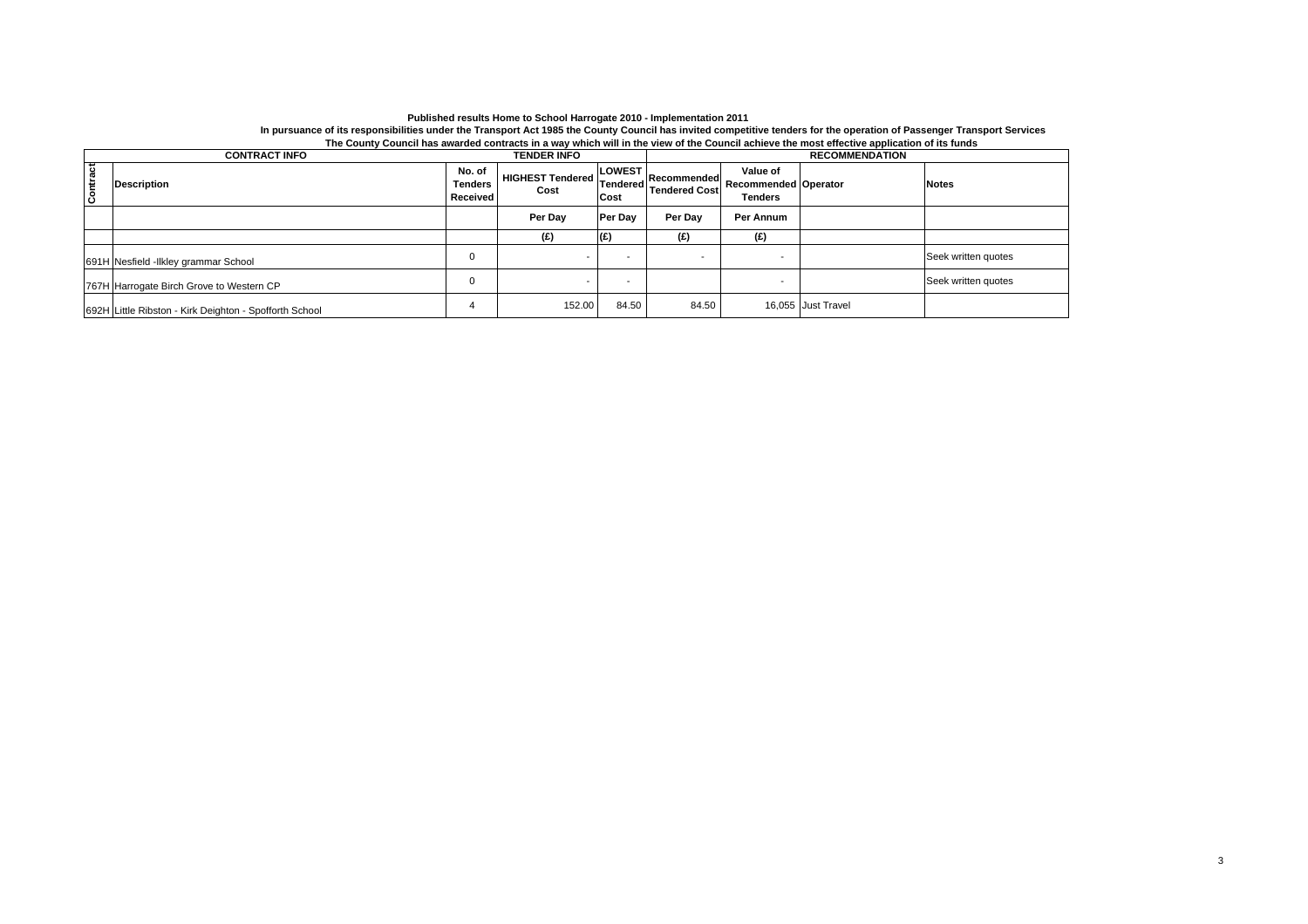**Published results Home to School Harrogate 2010 - Implementation 2011**

**In pursuance of its responsibilities under the Transport Act 1985 the County Council has invited competitive tenders for the operation of Passenger Transport Services**

**The County Council has awarded contracts in a way which will in the view of the Council achieve the most effective application of its funds**

| CONTRACT INFO | | TENDER INFO | | | RECOMMENDATION | | | |
|---|---|---|---|---|---|---|---|---|
| Contract | Description | No. of Tenders Received | HIGHEST Tendered Cost | LOWEST Tendered Cost | Recommended Tendered Cost | Value of Recommended Tenders | Operator | Notes |
| | | | Per Day | Per Day | Per Day | Per Annum | | |
| | | | (£) | (£) | (£) | (£) | | |
| 691H | Nesfield -Ilkley grammar School | 0 | - | - | - | - | | Seek written quotes |
| 767H | Harrogate Birch Grove to Western CP | 0 | - | - | | - | | Seek written quotes |
| 692H | Little Ribston - Kirk Deighton - Spofforth School | 4 | 152.00 | 84.50 | 84.50 | 16,055 | Just Travel | |